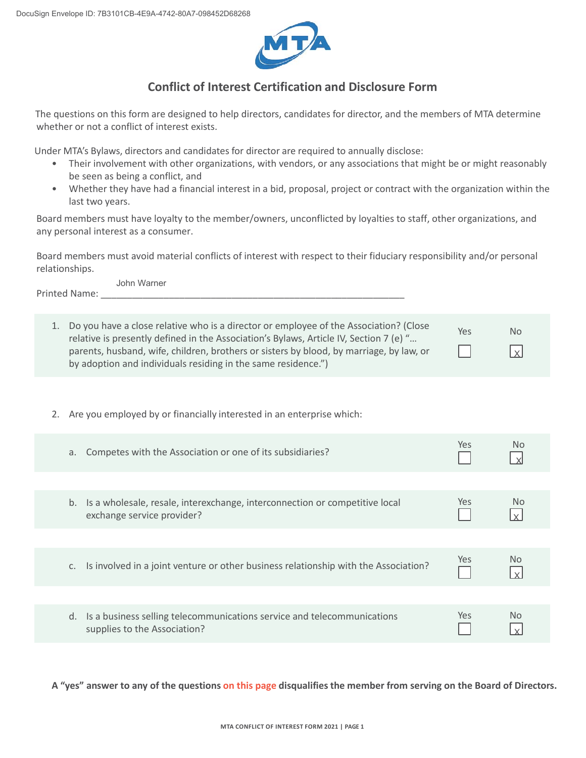DocuSign Envelope ID: 7B3101CB-4E9A-4742-80A7-098452D68268

# Conflict of Interest Certification and Disclosure Form

The questions on this form are designed to help directors, candidates for director, and the members of MTA determine whether or not a conflict of interest exists.

Under MTA's Bylaws, directors and candidates for director are required to annually disclose:

- Their involvement with other organizations, with vendors, or any associations that might be or might reasonably be seen as being a conflict, and
- Whether they have had a financial interest in a bid, proposal, project or contract with the organization within the last two years.

Board members must have loyalty to the member/owners, unconflicted by loyalties to staff, other organizations, and any personal interest as a consumer.

Board members must avoid material conflicts of interest with respect to their fiduciary responsibility and/or personal relationships.

Printed Name: John Warner

| Question | Yes | No |
|---|---|---|
| 1. Do you have a close relative who is a director or employee of the Association? (Close relative is presently defined in the Association's Bylaws, Article IV, Section 7 (e) "… parents, husband, wife, children, brothers or sisters by blood, by marriage, by law, or by adoption and individuals residing in the same residence.") | ☐ | ☒ |

2. Are you employed by or financially interested in an enterprise which:

| Question | Yes | No |
|---|---|---|
| a. Competes with the Association or one of its subsidiaries? | ☐ | ☒ |
| b. Is a wholesale, resale, interexchange, interconnection or competitive local exchange service provider? | ☐ | ☒ |
| c. Is involved in a joint venture or other business relationship with the Association? | ☐ | ☒ |
| d. Is a business selling telecommunications service and telecommunications supplies to the Association? | ☐ | ☒ |

**A "yes" answer to any of the questions on this page disqualifies the member from serving on the Board of Directors.**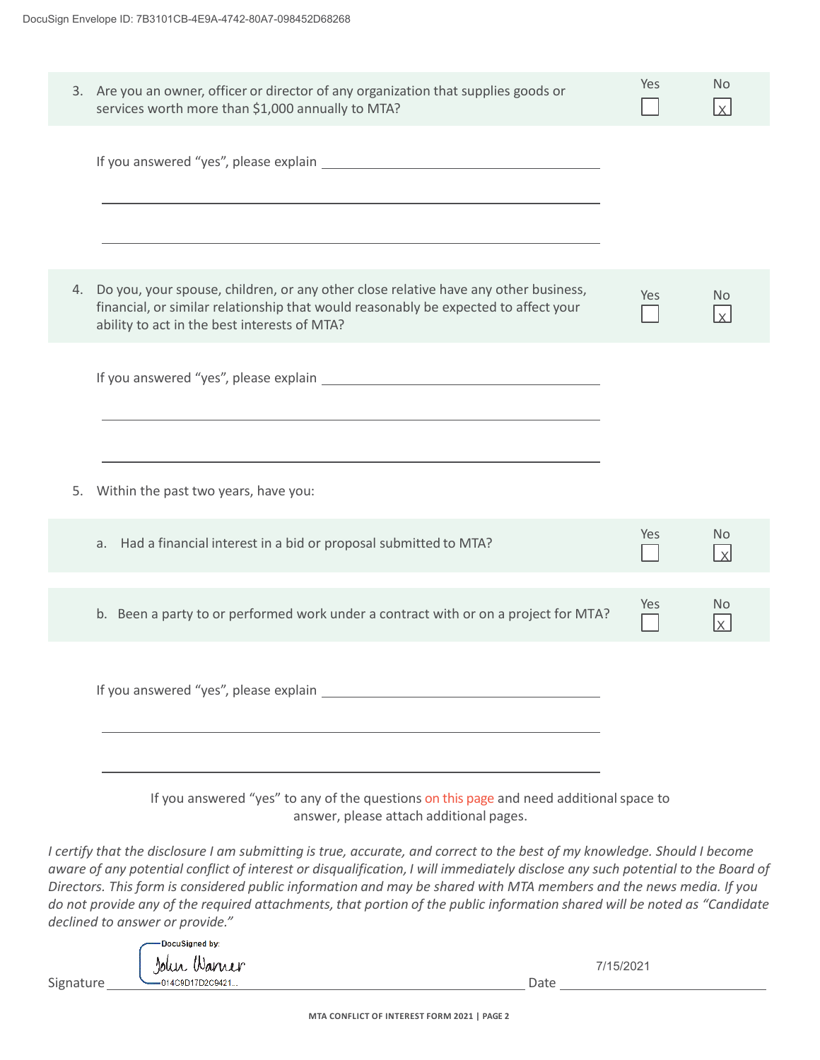DocuSign Envelope ID: 7B3101CB-4E9A-4742-80A7-098452D68268

3. Are you an owner, officer or director of any organization that supplies goods or services worth more than $1,000 annually to MTA?

Yes ☐ No ☒

If you answered “yes”, please explain ______________________________

______________________________

______________________________

4. Do you, your spouse, children, or any other close relative have any other business, financial, or similar relationship that would reasonably be expected to affect your ability to act in the best interests of MTA?

Yes ☐ No ☒

If you answered “yes”, please explain ______________________________

______________________________

______________________________

5. Within the past two years, have you:

a. Had a financial interest in a bid or proposal submitted to MTA?

Yes ☐ No ☒

b. Been a party to or performed work under a contract with or on a project for MTA?

Yes ☐ No ☒

If you answered “yes”, please explain ______________________________

______________________________

______________________________

If you answered “yes” to any of the questions on this page and need additional space to answer, please attach additional pages.

*I certify that the disclosure I am submitting is true, accurate, and correct to the best of my knowledge. Should I become aware of any potential conflict of interest or disqualification, I will immediately disclose any such potential to the Board of Directors. This form is considered public information and may be shared with MTA members and the news media. If you do not provide any of the required attachments, that portion of the public information shared will be noted as “Candidate declined to answer or provide.”*

Signature: DocuSigned by: John Warner 014C9D17D2C9421...

Date: 7/15/2021